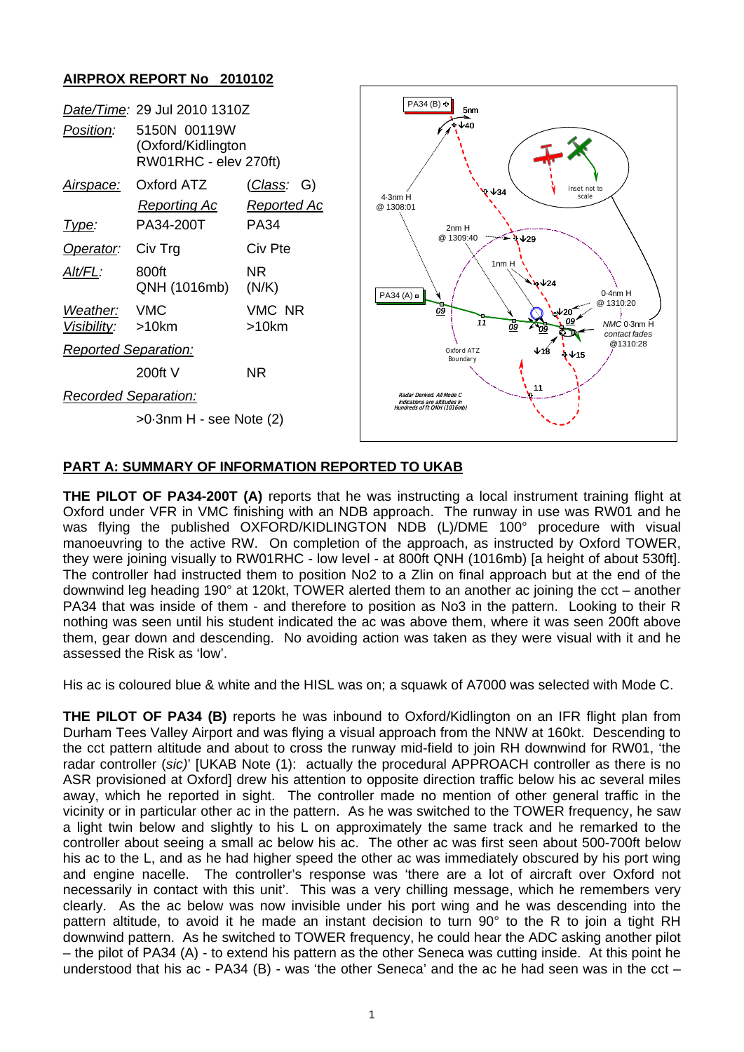## AIRPROX REPORT No 2010102

| | | |
|---|---|---|
| *Date/Time:* | 29 Jul 2010 1310Z | |
| *Position:* | 5150N 00119W (Oxford/Kidlington RW01RHC - elev 270ft) | |
| *Airspace:* | Oxford ATZ | (*Class:* G) |
| | *Reporting Ac* | *Reported Ac* |
| *Type:* | PA34-200T | PA34 |
| *Operator:* | Civ Trg | Civ Pte |
| *Alt/FL:* | 800ft QNH (1016mb) | NR (N/K) |
| *Weather:* | VMC | VMC NR |
| *Visibility:* | >10km | >10km |
| *Reported Separation:* | | |
| | 200ft V | NR |
| *Recorded Separation:* | | |
| | >0·3nm H - see Note (2) | |

### PART A: SUMMARY OF INFORMATION REPORTED TO UKAB

**THE PILOT OF PA34-200T (A)** reports that he was instructing a local instrument training flight at Oxford under VFR in VMC finishing with an NDB approach. The runway in use was RW01 and he was flying the published OXFORD/KIDLINGTON NDB (L)/DME 100° procedure with visual manoeuvring to the active RW. On completion of the approach, as instructed by Oxford TOWER, they were joining visually to RW01RHC - low level - at 800ft QNH (1016mb) [a height of about 530ft]. The controller had instructed them to position No2 to a Zlin on final approach but at the end of the downwind leg heading 190° at 120kt, TOWER alerted them to an another ac joining the cct – another PA34 that was inside of them - and therefore to position as No3 in the pattern. Looking to their R nothing was seen until his student indicated the ac was above them, where it was seen 200ft above them, gear down and descending. No avoiding action was taken as they were visual with it and he assessed the Risk as 'low'.

His ac is coloured blue & white and the HISL was on; a squawk of A7000 was selected with Mode C.

**THE PILOT OF PA34 (B)** reports he was inbound to Oxford/Kidlington on an IFR flight plan from Durham Tees Valley Airport and was flying a visual approach from the NNW at 160kt. Descending to the cct pattern altitude and about to cross the runway mid-field to join RH downwind for RW01, 'the radar controller (*sic*)' [UKAB Note (1): actually the procedural APPROACH controller as there is no ASR provisioned at Oxford] drew his attention to opposite direction traffic below his ac several miles away, which he reported in sight. The controller made no mention of other general traffic in the vicinity or in particular other ac in the pattern. As he was switched to the TOWER frequency, he saw a light twin below and slightly to his L on approximately the same track and he remarked to the controller about seeing a small ac below his ac. The other ac was first seen about 500-700ft below his ac to the L, and as he had higher speed the other ac was immediately obscured by his port wing and engine nacelle. The controller's response was 'there are a lot of aircraft over Oxford not necessarily in contact with this unit'. This was a very chilling message, which he remembers very clearly. As the ac below was now invisible under his port wing and he was descending into the pattern altitude, to avoid it he made an instant decision to turn 90° to the R to join a tight RH downwind pattern. As he switched to TOWER frequency, he could hear the ADC asking another pilot – the pilot of PA34 (A) - to extend his pattern as the other Seneca was cutting inside. At this point he understood that his ac - PA34 (B) - was 'the other Seneca' and the ac he had seen was in the cct –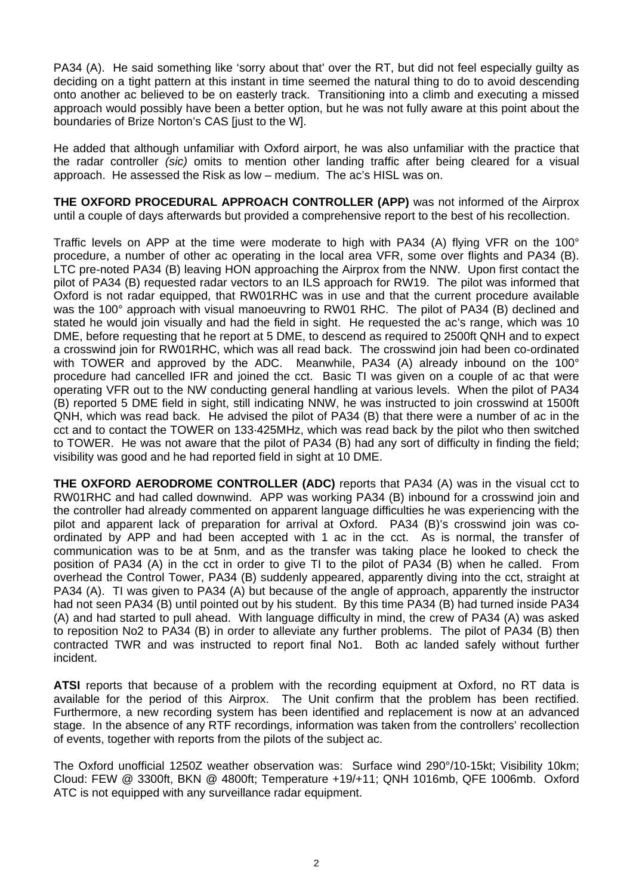PA34 (A). He said something like 'sorry about that' over the RT, but did not feel especially guilty as deciding on a tight pattern at this instant in time seemed the natural thing to do to avoid descending onto another ac believed to be on easterly track. Transitioning into a climb and executing a missed approach would possibly have been a better option, but he was not fully aware at this point about the boundaries of Brize Norton's CAS [just to the W].

He added that although unfamiliar with Oxford airport, he was also unfamiliar with the practice that the radar controller *(sic)* omits to mention other landing traffic after being cleared for a visual approach. He assessed the Risk as low – medium. The ac's HISL was on.

**THE OXFORD PROCEDURAL APPROACH CONTROLLER (APP)** was not informed of the Airprox until a couple of days afterwards but provided a comprehensive report to the best of his recollection.

Traffic levels on APP at the time were moderate to high with PA34 (A) flying VFR on the 100° procedure, a number of other ac operating in the local area VFR, some over flights and PA34 (B). LTC pre-noted PA34 (B) leaving HON approaching the Airprox from the NNW. Upon first contact the pilot of PA34 (B) requested radar vectors to an ILS approach for RW19. The pilot was informed that Oxford is not radar equipped, that RW01RHC was in use and that the current procedure available was the 100° approach with visual manoeuvring to RW01 RHC. The pilot of PA34 (B) declined and stated he would join visually and had the field in sight. He requested the ac's range, which was 10 DME, before requesting that he report at 5 DME, to descend as required to 2500ft QNH and to expect a crosswind join for RW01RHC, which was all read back. The crosswind join had been co-ordinated with TOWER and approved by the ADC. Meanwhile, PA34 (A) already inbound on the 100° procedure had cancelled IFR and joined the cct. Basic TI was given on a couple of ac that were operating VFR out to the NW conducting general handling at various levels. When the pilot of PA34 (B) reported 5 DME field in sight, still indicating NNW, he was instructed to join crosswind at 1500ft QNH, which was read back. He advised the pilot of PA34 (B) that there were a number of ac in the cct and to contact the TOWER on 133·425MHz, which was read back by the pilot who then switched to TOWER. He was not aware that the pilot of PA34 (B) had any sort of difficulty in finding the field; visibility was good and he had reported field in sight at 10 DME.

**THE OXFORD AERODROME CONTROLLER (ADC)** reports that PA34 (A) was in the visual cct to RW01RHC and had called downwind. APP was working PA34 (B) inbound for a crosswind join and the controller had already commented on apparent language difficulties he was experiencing with the pilot and apparent lack of preparation for arrival at Oxford. PA34 (B)'s crosswind join was co-ordinated by APP and had been accepted with 1 ac in the cct. As is normal, the transfer of communication was to be at 5nm, and as the transfer was taking place he looked to check the position of PA34 (A) in the cct in order to give TI to the pilot of PA34 (B) when he called. From overhead the Control Tower, PA34 (B) suddenly appeared, apparently diving into the cct, straight at PA34 (A). TI was given to PA34 (A) but because of the angle of approach, apparently the instructor had not seen PA34 (B) until pointed out by his student. By this time PA34 (B) had turned inside PA34 (A) and had started to pull ahead. With language difficulty in mind, the crew of PA34 (A) was asked to reposition No2 to PA34 (B) in order to alleviate any further problems. The pilot of PA34 (B) then contracted TWR and was instructed to report final No1. Both ac landed safely without further incident.

**ATSI** reports that because of a problem with the recording equipment at Oxford, no RT data is available for the period of this Airprox. The Unit confirm that the problem has been rectified. Furthermore, a new recording system has been identified and replacement is now at an advanced stage. In the absence of any RTF recordings, information was taken from the controllers' recollection of events, together with reports from the pilots of the subject ac.

The Oxford unofficial 1250Z weather observation was: Surface wind 290°/10-15kt; Visibility 10km; Cloud: FEW @ 3300ft, BKN @ 4800ft; Temperature +19/+11; QNH 1016mb, QFE 1006mb. Oxford ATC is not equipped with any surveillance radar equipment.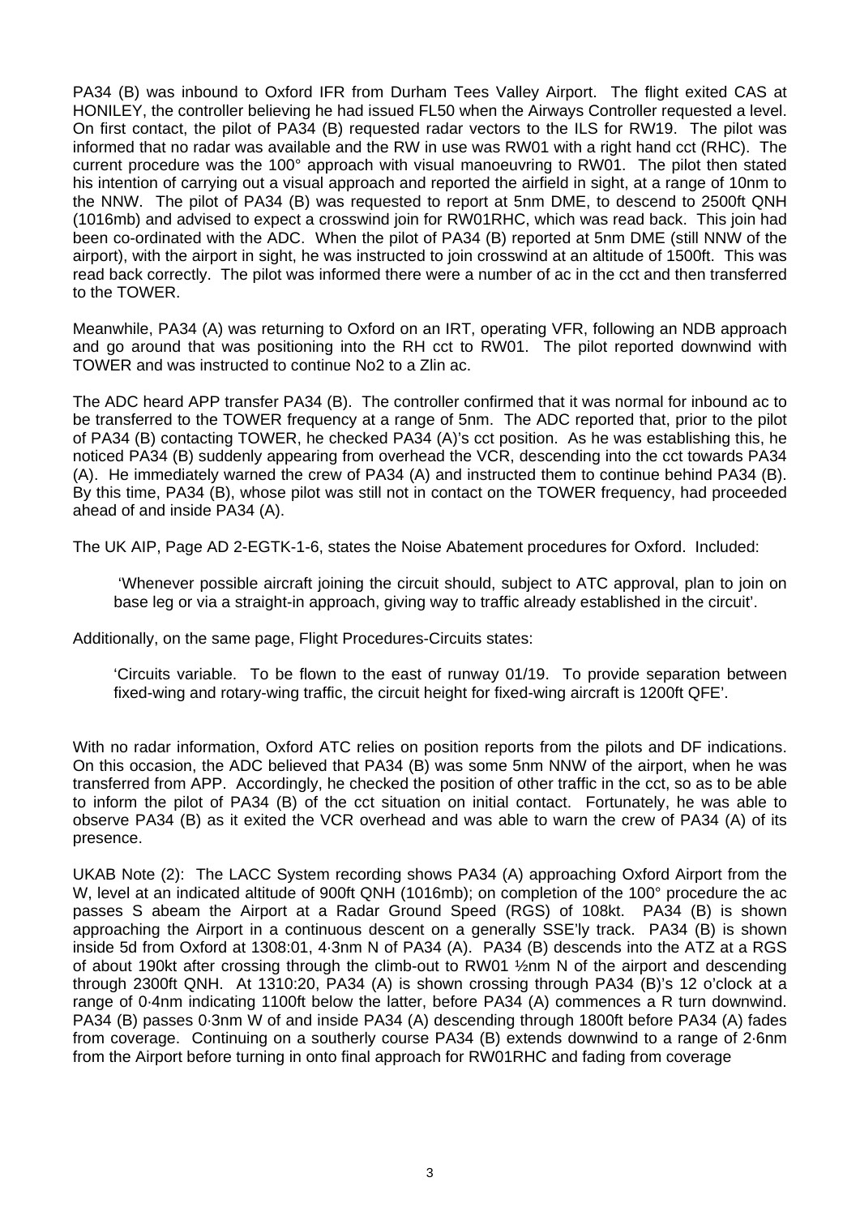PA34 (B) was inbound to Oxford IFR from Durham Tees Valley Airport. The flight exited CAS at HONILEY, the controller believing he had issued FL50 when the Airways Controller requested a level. On first contact, the pilot of PA34 (B) requested radar vectors to the ILS for RW19. The pilot was informed that no radar was available and the RW in use was RW01 with a right hand cct (RHC). The current procedure was the 100° approach with visual manoeuvring to RW01. The pilot then stated his intention of carrying out a visual approach and reported the airfield in sight, at a range of 10nm to the NNW. The pilot of PA34 (B) was requested to report at 5nm DME, to descend to 2500ft QNH (1016mb) and advised to expect a crosswind join for RW01RHC, which was read back. This join had been co-ordinated with the ADC. When the pilot of PA34 (B) reported at 5nm DME (still NNW of the airport), with the airport in sight, he was instructed to join crosswind at an altitude of 1500ft. This was read back correctly. The pilot was informed there were a number of ac in the cct and then transferred to the TOWER.

Meanwhile, PA34 (A) was returning to Oxford on an IRT, operating VFR, following an NDB approach and go around that was positioning into the RH cct to RW01. The pilot reported downwind with TOWER and was instructed to continue No2 to a Zlin ac.

The ADC heard APP transfer PA34 (B). The controller confirmed that it was normal for inbound ac to be transferred to the TOWER frequency at a range of 5nm. The ADC reported that, prior to the pilot of PA34 (B) contacting TOWER, he checked PA34 (A)'s cct position. As he was establishing this, he noticed PA34 (B) suddenly appearing from overhead the VCR, descending into the cct towards PA34 (A). He immediately warned the crew of PA34 (A) and instructed them to continue behind PA34 (B). By this time, PA34 (B), whose pilot was still not in contact on the TOWER frequency, had proceeded ahead of and inside PA34 (A).

The UK AIP, Page AD 2-EGTK-1-6, states the Noise Abatement procedures for Oxford. Included:

> 'Whenever possible aircraft joining the circuit should, subject to ATC approval, plan to join on base leg or via a straight-in approach, giving way to traffic already established in the circuit'.

Additionally, on the same page, Flight Procedures-Circuits states:

> 'Circuits variable. To be flown to the east of runway 01/19. To provide separation between fixed-wing and rotary-wing traffic, the circuit height for fixed-wing aircraft is 1200ft QFE'.

With no radar information, Oxford ATC relies on position reports from the pilots and DF indications. On this occasion, the ADC believed that PA34 (B) was some 5nm NNW of the airport, when he was transferred from APP. Accordingly, he checked the position of other traffic in the cct, so as to be able to inform the pilot of PA34 (B) of the cct situation on initial contact. Fortunately, he was able to observe PA34 (B) as it exited the VCR overhead and was able to warn the crew of PA34 (A) of its presence.

UKAB Note (2): The LACC System recording shows PA34 (A) approaching Oxford Airport from the W, level at an indicated altitude of 900ft QNH (1016mb); on completion of the 100° procedure the ac passes S abeam the Airport at a Radar Ground Speed (RGS) of 108kt. PA34 (B) is shown approaching the Airport in a continuous descent on a generally SSE'ly track. PA34 (B) is shown inside 5d from Oxford at 1308:01, 4·3nm N of PA34 (A). PA34 (B) descends into the ATZ at a RGS of about 190kt after crossing through the climb-out to RW01 ½nm N of the airport and descending through 2300ft QNH. At 1310:20, PA34 (A) is shown crossing through PA34 (B)'s 12 o'clock at a range of 0·4nm indicating 1100ft below the latter, before PA34 (A) commences a R turn downwind. PA34 (B) passes 0·3nm W of and inside PA34 (A) descending through 1800ft before PA34 (A) fades from coverage. Continuing on a southerly course PA34 (B) extends downwind to a range of 2·6nm from the Airport before turning in onto final approach for RW01RHC and fading from coverage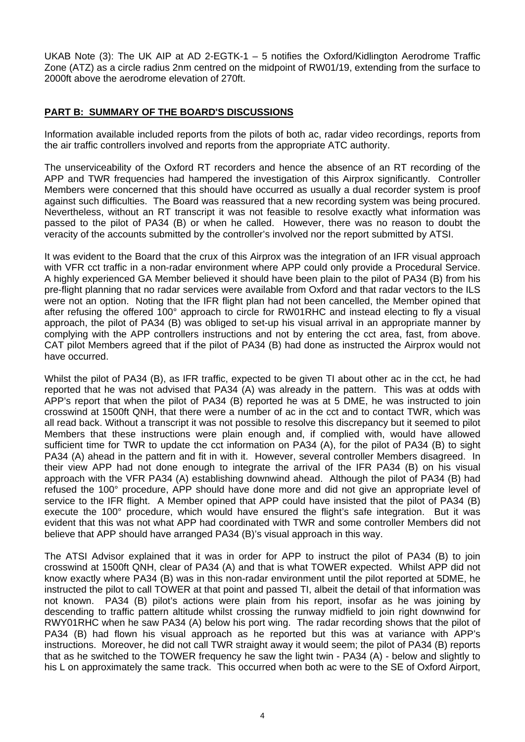UKAB Note (3): The UK AIP at AD 2-EGTK-1 – 5 notifies the Oxford/Kidlington Aerodrome Traffic Zone (ATZ) as a circle radius 2nm centred on the midpoint of RW01/19, extending from the surface to 2000ft above the aerodrome elevation of 270ft.

## PART B: SUMMARY OF THE BOARD'S DISCUSSIONS

Information available included reports from the pilots of both ac, radar video recordings, reports from the air traffic controllers involved and reports from the appropriate ATC authority.

The unserviceability of the Oxford RT recorders and hence the absence of an RT recording of the APP and TWR frequencies had hampered the investigation of this Airprox significantly. Controller Members were concerned that this should have occurred as usually a dual recorder system is proof against such difficulties. The Board was reassured that a new recording system was being procured. Nevertheless, without an RT transcript it was not feasible to resolve exactly what information was passed to the pilot of PA34 (B) or when he called. However, there was no reason to doubt the veracity of the accounts submitted by the controller's involved nor the report submitted by ATSI.

It was evident to the Board that the crux of this Airprox was the integration of an IFR visual approach with VFR cct traffic in a non-radar environment where APP could only provide a Procedural Service. A highly experienced GA Member believed it should have been plain to the pilot of PA34 (B) from his pre-flight planning that no radar services were available from Oxford and that radar vectors to the ILS were not an option. Noting that the IFR flight plan had not been cancelled, the Member opined that after refusing the offered 100° approach to circle for RW01RHC and instead electing to fly a visual approach, the pilot of PA34 (B) was obliged to set-up his visual arrival in an appropriate manner by complying with the APP controllers instructions and not by entering the cct area, fast, from above. CAT pilot Members agreed that if the pilot of PA34 (B) had done as instructed the Airprox would not have occurred.

Whilst the pilot of PA34 (B), as IFR traffic, expected to be given TI about other ac in the cct, he had reported that he was not advised that PA34 (A) was already in the pattern. This was at odds with APP's report that when the pilot of PA34 (B) reported he was at 5 DME, he was instructed to join crosswind at 1500ft QNH, that there were a number of ac in the cct and to contact TWR, which was all read back. Without a transcript it was not possible to resolve this discrepancy but it seemed to pilot Members that these instructions were plain enough and, if complied with, would have allowed sufficient time for TWR to update the cct information on PA34 (A), for the pilot of PA34 (B) to sight PA34 (A) ahead in the pattern and fit in with it. However, several controller Members disagreed. In their view APP had not done enough to integrate the arrival of the IFR PA34 (B) on his visual approach with the VFR PA34 (A) establishing downwind ahead. Although the pilot of PA34 (B) had refused the 100° procedure, APP should have done more and did not give an appropriate level of service to the IFR flight. A Member opined that APP could have insisted that the pilot of PA34 (B) execute the 100° procedure, which would have ensured the flight's safe integration. But it was evident that this was not what APP had coordinated with TWR and some controller Members did not believe that APP should have arranged PA34 (B)'s visual approach in this way.

The ATSI Advisor explained that it was in order for APP to instruct the pilot of PA34 (B) to join crosswind at 1500ft QNH, clear of PA34 (A) and that is what TOWER expected. Whilst APP did not know exactly where PA34 (B) was in this non-radar environment until the pilot reported at 5DME, he instructed the pilot to call TOWER at that point and passed TI, albeit the detail of that information was not known. PA34 (B) pilot's actions were plain from his report, insofar as he was joining by descending to traffic pattern altitude whilst crossing the runway midfield to join right downwind for RWY01RHC when he saw PA34 (A) below his port wing. The radar recording shows that the pilot of PA34 (B) had flown his visual approach as he reported but this was at variance with APP's instructions. Moreover, he did not call TWR straight away it would seem; the pilot of PA34 (B) reports that as he switched to the TOWER frequency he saw the light twin - PA34 (A) - below and slightly to his L on approximately the same track. This occurred when both ac were to the SE of Oxford Airport,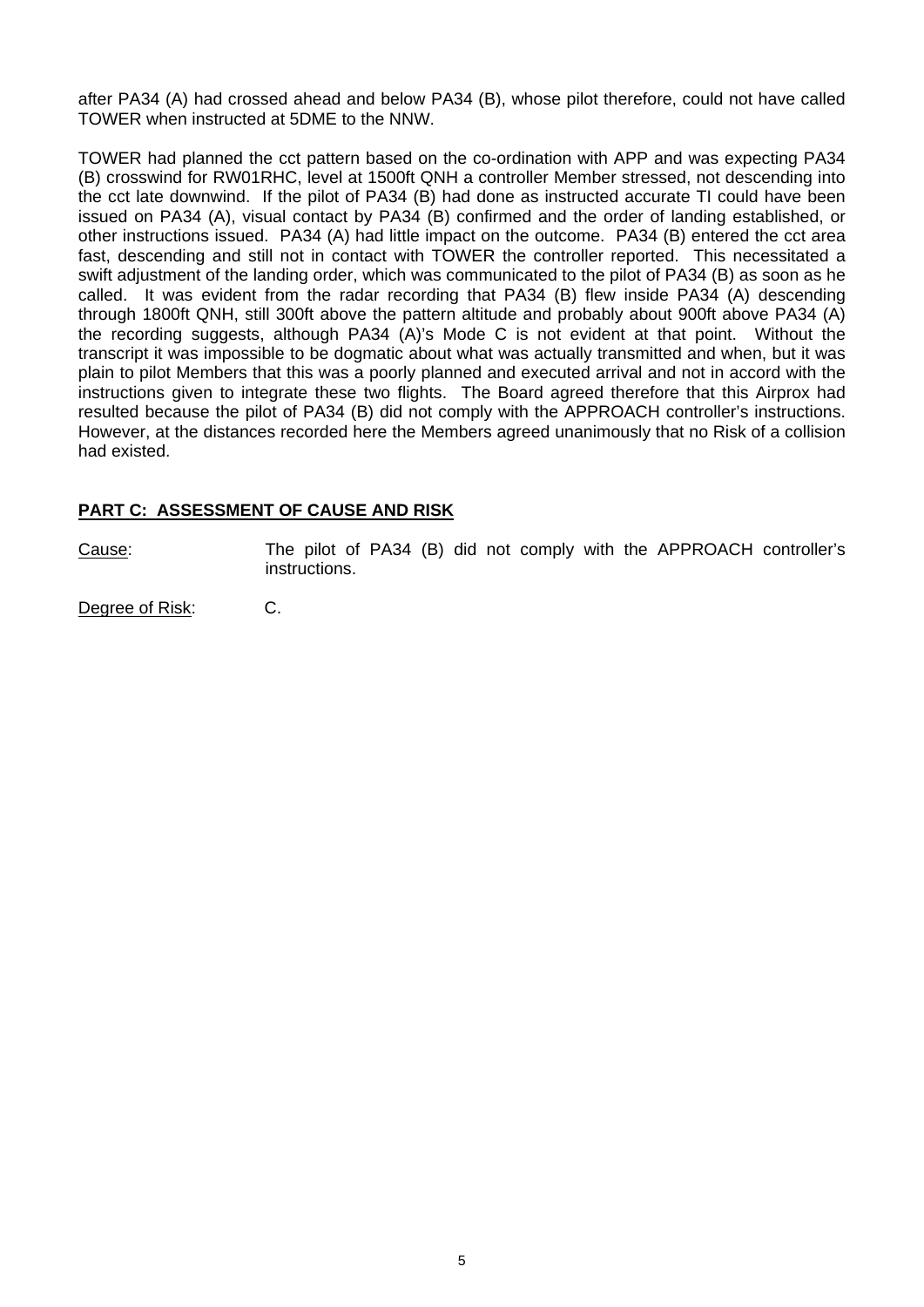after PA34 (A) had crossed ahead and below PA34 (B), whose pilot therefore, could not have called TOWER when instructed at 5DME to the NNW.

TOWER had planned the cct pattern based on the co-ordination with APP and was expecting PA34 (B) crosswind for RW01RHC, level at 1500ft QNH a controller Member stressed, not descending into the cct late downwind. If the pilot of PA34 (B) had done as instructed accurate TI could have been issued on PA34 (A), visual contact by PA34 (B) confirmed and the order of landing established, or other instructions issued. PA34 (A) had little impact on the outcome. PA34 (B) entered the cct area fast, descending and still not in contact with TOWER the controller reported. This necessitated a swift adjustment of the landing order, which was communicated to the pilot of PA34 (B) as soon as he called. It was evident from the radar recording that PA34 (B) flew inside PA34 (A) descending through 1800ft QNH, still 300ft above the pattern altitude and probably about 900ft above PA34 (A) the recording suggests, although PA34 (A)'s Mode C is not evident at that point. Without the transcript it was impossible to be dogmatic about what was actually transmitted and when, but it was plain to pilot Members that this was a poorly planned and executed arrival and not in accord with the instructions given to integrate these two flights. The Board agreed therefore that this Airprox had resulted because the pilot of PA34 (B) did not comply with the APPROACH controller's instructions. However, at the distances recorded here the Members agreed unanimously that no Risk of a collision had existed.

## PART C: ASSESSMENT OF CAUSE AND RISK

Cause: The pilot of PA34 (B) did not comply with the APPROACH controller's instructions.

Degree of Risk: C.